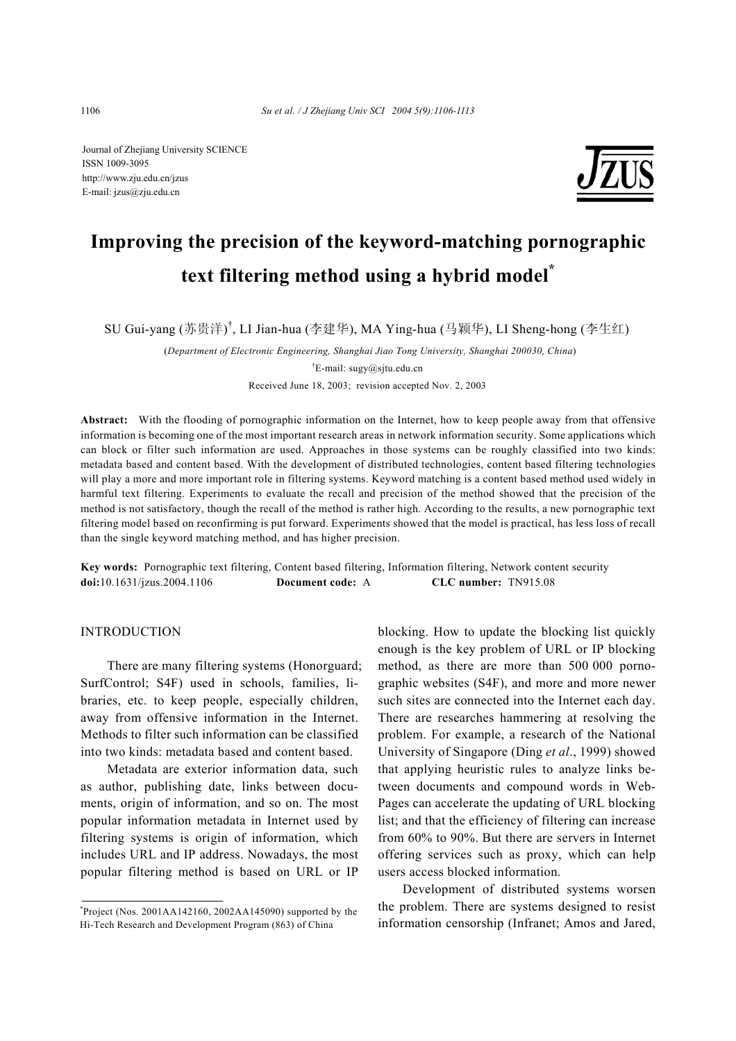Journal of Zhejiang University SCIENCE
ISSN 1009-3095
http://www.zju.edu.cn/jzus
E-mail: jzus@zju.edu.cn

# Improving the precision of the keyword-matching pornographic text filtering method using a hybrid model*

SU Gui-yang (苏贵洋)†, LI Jian-hua (李建华), MA Ying-hua (马颖华), LI Sheng-hong (李生红)

(*Department of Electronic Engineering, Shanghai Jiao Tong University, Shanghai 200030, China*)

†E-mail: sugy@sjtu.edu.cn

Received June 18, 2003; revision accepted Nov. 2, 2003

**Abstract:** With the flooding of pornographic information on the Internet, how to keep people away from that offensive information is becoming one of the most important research areas in network information security. Some applications which can block or filter such information are used. Approaches in those systems can be roughly classified into two kinds: metadata based and content based. With the development of distributed technologies, content based filtering technologies will play a more and more important role in filtering systems. Keyword matching is a content based method used widely in harmful text filtering. Experiments to evaluate the recall and precision of the method showed that the precision of the method is not satisfactory, though the recall of the method is rather high. According to the results, a new pornographic text filtering model based on reconfirming is put forward. Experiments showed that the model is practical, has less loss of recall than the single keyword matching method, and has higher precision.

**Key words:** Pornographic text filtering, Content based filtering, Information filtering, Network content security
**doi:**10.1631/jzus.2004.1106 **Document code:** A **CLC number:** TN915.08

## INTRODUCTION

There are many filtering systems (Honorguard; SurfControl; S4F) used in schools, families, libraries, etc. to keep people, especially children, away from offensive information in the Internet. Methods to filter such information can be classified into two kinds: metadata based and content based.

Metadata are exterior information data, such as author, publishing date, links between documents, origin of information, and so on. The most popular information metadata in Internet used by filtering systems is origin of information, which includes URL and IP address. Nowadays, the most popular filtering method is based on URL or IP blocking. How to update the blocking list quickly enough is the key problem of URL or IP blocking method, as there are more than 500 000 pornographic websites (S4F), and more and more newer such sites are connected into the Internet each day. There are researches hammering at resolving the problem. For example, a research of the National University of Singapore (Ding *et al*., 1999) showed that applying heuristic rules to analyze links between documents and compound words in WebPages can accelerate the updating of URL blocking list; and that the efficiency of filtering can increase from 60% to 90%. But there are servers in Internet offering services such as proxy, which can help users access blocked information.

Development of distributed systems worsen the problem. There are systems designed to resist information censorship (Infranet; Amos and Jared,

*Project (Nos. 2001AA142160, 2002AA145090) supported by the Hi-Tech Research and Development Program (863) of China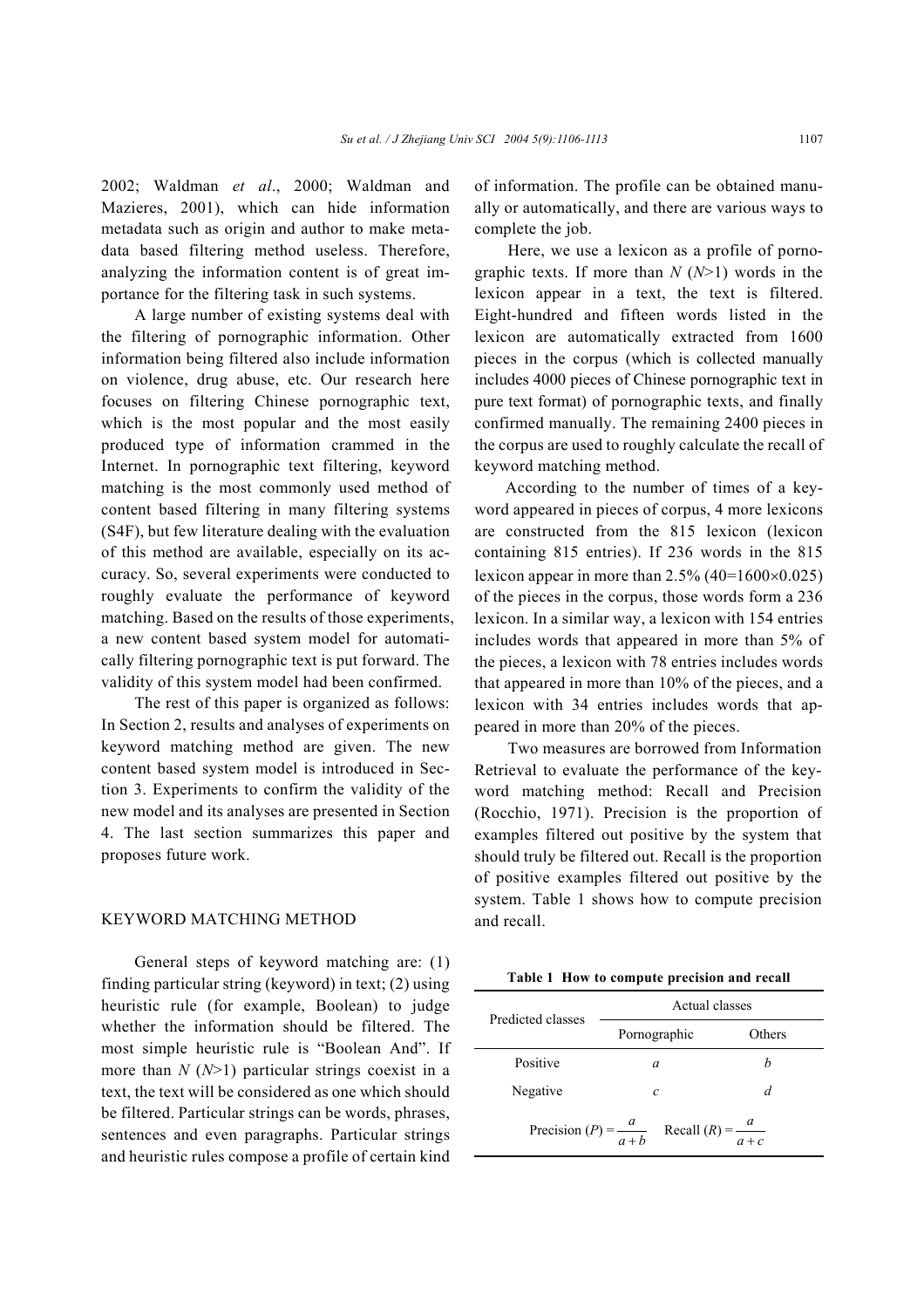2002; Waldman *et al*., 2000; Waldman and Mazieres, 2001), which can hide information metadata such as origin and author to make metadata based filtering method useless. Therefore, analyzing the information content is of great importance for the filtering task in such systems.

A large number of existing systems deal with the filtering of pornographic information. Other information being filtered also include information on violence, drug abuse, etc. Our research here focuses on filtering Chinese pornographic text, which is the most popular and the most easily produced type of information crammed in the Internet. In pornographic text filtering, keyword matching is the most commonly used method of content based filtering in many filtering systems (S4F), but few literature dealing with the evaluation of this method are available, especially on its accuracy. So, several experiments were conducted to roughly evaluate the performance of keyword matching. Based on the results of those experiments, a new content based system model for automatically filtering pornographic text is put forward. The validity of this system model had been confirmed.

The rest of this paper is organized as follows: In Section 2, results and analyses of experiments on keyword matching method are given. The new content based system model is introduced in Section 3. Experiments to confirm the validity of the new model and its analyses are presented in Section 4. The last section summarizes this paper and proposes future work.

## KEYWORD MATCHING METHOD

General steps of keyword matching are: (1) finding particular string (keyword) in text; (2) using heuristic rule (for example, Boolean) to judge whether the information should be filtered. The most simple heuristic rule is "Boolean And". If more than $N$ ($N$>1) particular strings coexist in a text, the text will be considered as one which should be filtered. Particular strings can be words, phrases, sentences and even paragraphs. Particular strings and heuristic rules compose a profile of certain kind of information. The profile can be obtained manually or automatically, and there are various ways to complete the job.

Here, we use a lexicon as a profile of pornographic texts. If more than $N$ ($N$>1) words in the lexicon appear in a text, the text is filtered. Eight-hundred and fifteen words listed in the lexicon are automatically extracted from 1600 pieces in the corpus (which is collected manually includes 4000 pieces of Chinese pornographic text in pure text format) of pornographic texts, and finally confirmed manually. The remaining 2400 pieces in the corpus are used to roughly calculate the recall of keyword matching method.

According to the number of times of a keyword appeared in pieces of corpus, 4 more lexicons are constructed from the 815 lexicon (lexicon containing 815 entries). If 236 words in the 815 lexicon appear in more than 2.5% ($40=1600\times0.025$) of the pieces in the corpus, those words form a 236 lexicon. In a similar way, a lexicon with 154 entries includes words that appeared in more than 5% of the pieces, a lexicon with 78 entries includes words that appeared in more than 10% of the pieces, and a lexicon with 34 entries includes words that appeared in more than 20% of the pieces.

Two measures are borrowed from Information Retrieval to evaluate the performance of the keyword matching method: Recall and Precision (Rocchio, 1971). Precision is the proportion of examples filtered out positive by the system that should truly be filtered out. Recall is the proportion of positive examples filtered out positive by the system. Table 1 shows how to compute precision and recall.

**Table 1 How to compute precision and recall**

| Predicted classes | Actual classes | |
|---|---|---|
| | Pornographic | Others |
| Positive | $a$ | $b$ |
| Negative | $c$ | $d$ |

Precision $(P)=\dfrac{a}{a+b}$  Recall $(R)=\dfrac{a}{a+c}$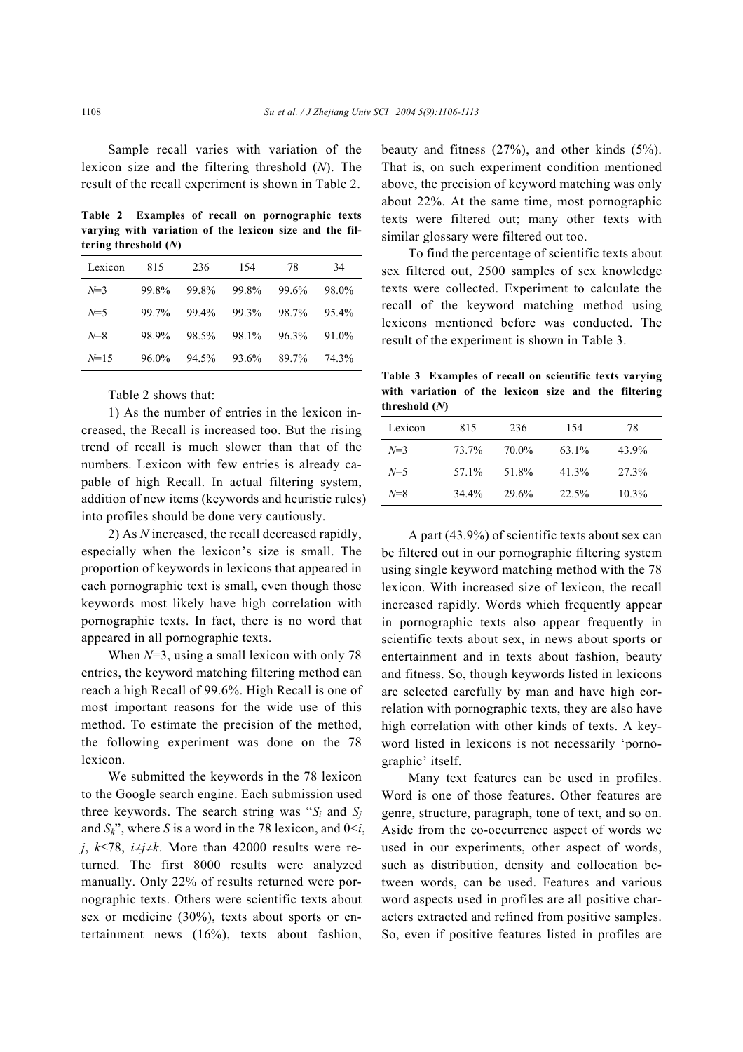Sample recall varies with variation of the lexicon size and the filtering threshold ($N$). The result of the recall experiment is shown in Table 2.

**Table 2 Examples of recall on pornographic texts varying with variation of the lexicon size and the filtering threshold ($N$)**

| Lexicon | 815 | 236 | 154 | 78 | 34 |
|---|---|---|---|---|---|
| $N$=3 | 99.8% | 99.8% | 99.8% | 99.6% | 98.0% |
| $N$=5 | 99.7% | 99.4% | 99.3% | 98.7% | 95.4% |
| $N$=8 | 98.9% | 98.5% | 98.1% | 96.3% | 91.0% |
| $N$=15 | 96.0% | 94.5% | 93.6% | 89.7% | 74.3% |

Table 2 shows that:

1) As the number of entries in the lexicon increased, the Recall is increased too. But the rising trend of recall is much slower than that of the numbers. Lexicon with few entries is already capable of high Recall. In actual filtering system, addition of new items (keywords and heuristic rules) into profiles should be done very cautiously.

2) As $N$ increased, the recall decreased rapidly, especially when the lexicon's size is small. The proportion of keywords in lexicons that appeared in each pornographic text is small, even though those keywords most likely have high correlation with pornographic texts. In fact, there is no word that appeared in all pornographic texts.

When $N$=3, using a small lexicon with only 78 entries, the keyword matching filtering method can reach a high Recall of 99.6%. High Recall is one of most important reasons for the wide use of this method. To estimate the precision of the method, the following experiment was done on the 78 lexicon.

We submitted the keywords in the 78 lexicon to the Google search engine. Each submission used three keywords. The search string was "$S_i$ and $S_j$ and $S_k$", where $S$ is a word in the 78 lexicon, and $0<i, j, k\leq 78$, $i\neq j\neq k$. More than 42000 results were returned. The first 8000 results were analyzed manually. Only 22% of results returned were pornographic texts. Others were scientific texts about sex or medicine (30%), texts about sports or entertainment news (16%), texts about fashion, beauty and fitness (27%), and other kinds (5%). That is, on such experiment condition mentioned above, the precision of keyword matching was only about 22%. At the same time, most pornographic texts were filtered out; many other texts with similar glossary were filtered out too.

To find the percentage of scientific texts about sex filtered out, 2500 samples of sex knowledge texts were collected. Experiment to calculate the recall of the keyword matching method using lexicons mentioned before was conducted. The result of the experiment is shown in Table 3.

**Table 3 Examples of recall on scientific texts varying with variation of the lexicon size and the filtering threshold ($N$)**

| Lexicon | 815 | 236 | 154 | 78 |
|---|---|---|---|---|
| $N$=3 | 73.7% | 70.0% | 63.1% | 43.9% |
| $N$=5 | 57.1% | 51.8% | 41.3% | 27.3% |
| $N$=8 | 34.4% | 29.6% | 22.5% | 10.3% |

A part (43.9%) of scientific texts about sex can be filtered out in our pornographic filtering system using single keyword matching method with the 78 lexicon. With increased size of lexicon, the recall increased rapidly. Words which frequently appear in pornographic texts also appear frequently in scientific texts about sex, in news about sports or entertainment and in texts about fashion, beauty and fitness. So, though keywords listed in lexicons are selected carefully by man and have high correlation with pornographic texts, they are also have high correlation with other kinds of texts. A keyword listed in lexicons is not necessarily 'pornographic' itself.

Many text features can be used in profiles. Word is one of those features. Other features are genre, structure, paragraph, tone of text, and so on. Aside from the co-occurrence aspect of words we used in our experiments, other aspect of words, such as distribution, density and collocation between words, can be used. Features and various word aspects used in profiles are all positive characters extracted and refined from positive samples. So, even if positive features listed in profiles are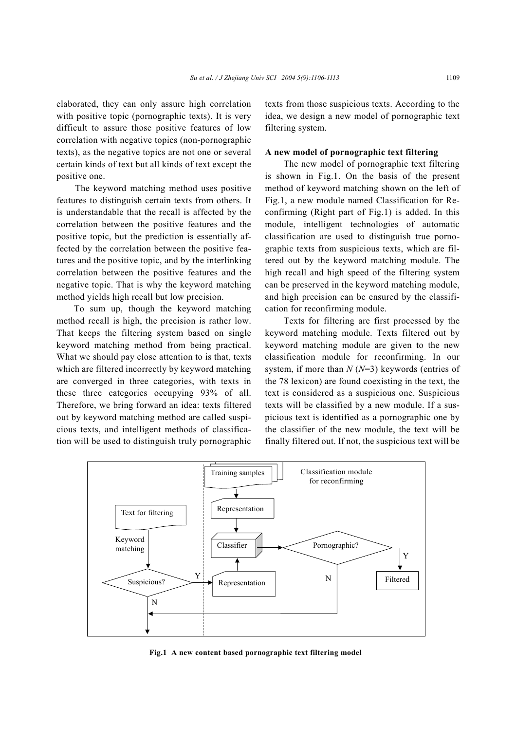elaborated, they can only assure high correlation with positive topic (pornographic texts). It is very difficult to assure those positive features of low correlation with negative topics (non-pornographic texts), as the negative topics are not one or several certain kinds of text but all kinds of text except the positive one.

The keyword matching method uses positive features to distinguish certain texts from others. It is understandable that the recall is affected by the correlation between the positive features and the positive topic, but the prediction is essentially affected by the correlation between the positive features and the positive topic, and by the interlinking correlation between the positive features and the negative topic. That is why the keyword matching method yields high recall but low precision.

To sum up, though the keyword matching method recall is high, the precision is rather low. That keeps the filtering system based on single keyword matching method from being practical. What we should pay close attention to is that, texts which are filtered incorrectly by keyword matching are converged in three categories, with texts in these three categories occupying 93% of all. Therefore, we bring forward an idea: texts filtered out by keyword matching method are called suspicious texts, and intelligent methods of classification will be used to distinguish truly pornographic texts from those suspicious texts. According to the idea, we design a new model of pornographic text filtering system.

**A new model of pornographic text filtering**

The new model of pornographic text filtering is shown in Fig.1. On the basis of the present method of keyword matching shown on the left of Fig.1, a new module named Classification for Reconfirming (Right part of Fig.1) is added. In this module, intelligent technologies of automatic classification are used to distinguish true pornographic texts from suspicious texts, which are filtered out by the keyword matching module. The high recall and high speed of the filtering system can be preserved in the keyword matching module, and high precision can be ensured by the classification for reconfirming module.

Texts for filtering are first processed by the keyword matching module. Texts filtered out by keyword matching module are given to the new classification module for reconfirming. In our system, if more than $N$ ($N$=3) keywords (entries of the 78 lexicon) are found coexisting in the text, the text is considered as a suspicious one. Suspicious texts will be classified by a new module. If a suspicious text is identified as a pornographic one by the classifier of the new module, the text will be finally filtered out. If not, the suspicious text will be

Fig.1 A new content based pornographic text filtering model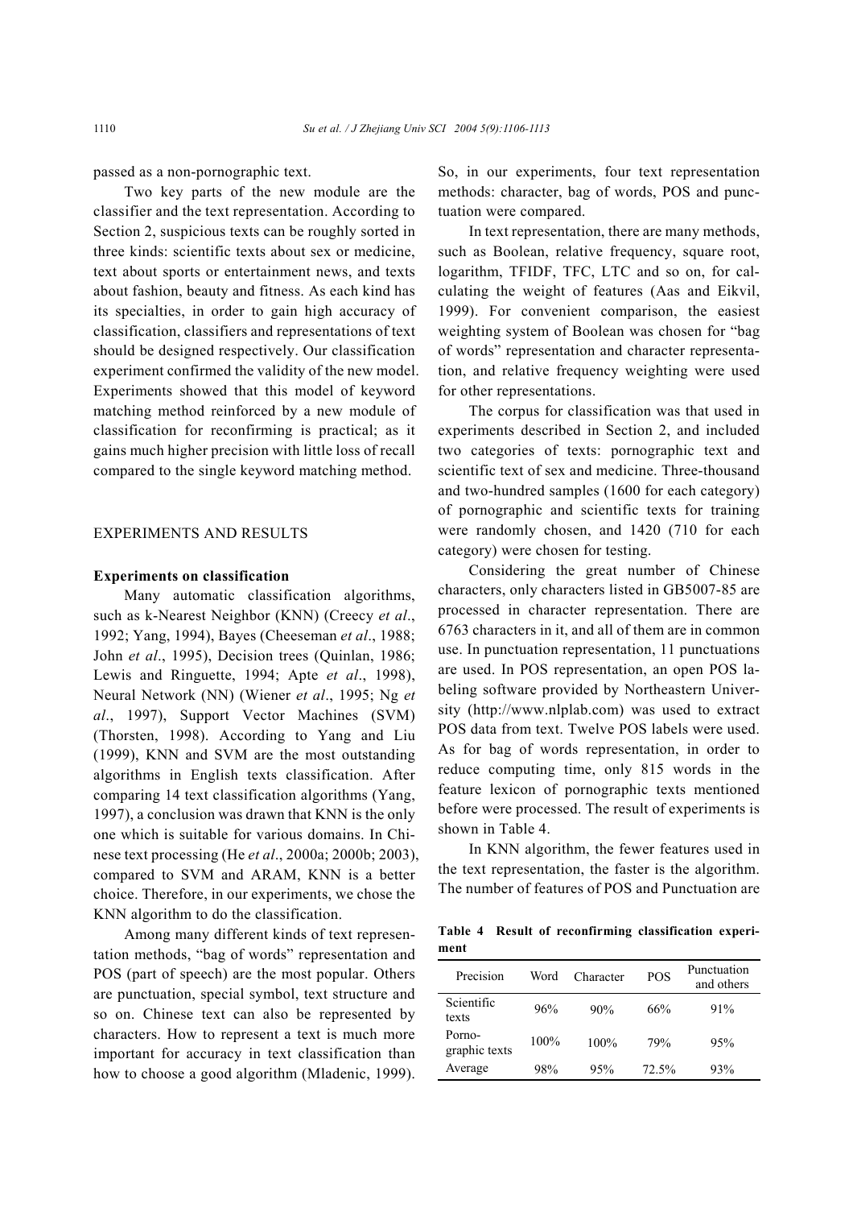passed as a non-pornographic text.

Two key parts of the new module are the classifier and the text representation. According to Section 2, suspicious texts can be roughly sorted in three kinds: scientific texts about sex or medicine, text about sports or entertainment news, and texts about fashion, beauty and fitness. As each kind has its specialties, in order to gain high accuracy of classification, classifiers and representations of text should be designed respectively. Our classification experiment confirmed the validity of the new model. Experiments showed that this model of keyword matching method reinforced by a new module of classification for reconfirming is practical; as it gains much higher precision with little loss of recall compared to the single keyword matching method.

## EXPERIMENTS AND RESULTS

### Experiments on classification

Many automatic classification algorithms, such as k-Nearest Neighbor (KNN) (Creecy *et al*., 1992; Yang, 1994), Bayes (Cheeseman *et al*., 1988; John *et al*., 1995), Decision trees (Quinlan, 1986; Lewis and Ringuette, 1994; Apte *et al*., 1998), Neural Network (NN) (Wiener *et al*., 1995; Ng *et al*., 1997), Support Vector Machines (SVM) (Thorsten, 1998). According to Yang and Liu (1999), KNN and SVM are the most outstanding algorithms in English texts classification. After comparing 14 text classification algorithms (Yang, 1997), a conclusion was drawn that KNN is the only one which is suitable for various domains. In Chinese text processing (He *et al*., 2000a; 2000b; 2003), compared to SVM and ARAM, KNN is a better choice. Therefore, in our experiments, we chose the KNN algorithm to do the classification.

Among many different kinds of text representation methods, "bag of words" representation and POS (part of speech) are the most popular. Others are punctuation, special symbol, text structure and so on. Chinese text can also be represented by characters. How to represent a text is much more important for accuracy in text classification than how to choose a good algorithm (Mladenic, 1999). So, in our experiments, four text representation methods: character, bag of words, POS and punctuation were compared.

In text representation, there are many methods, such as Boolean, relative frequency, square root, logarithm, TFIDF, TFC, LTC and so on, for calculating the weight of features (Aas and Eikvil, 1999). For convenient comparison, the easiest weighting system of Boolean was chosen for "bag of words" representation and character representation, and relative frequency weighting were used for other representations.

The corpus for classification was that used in experiments described in Section 2, and included two categories of texts: pornographic text and scientific text of sex and medicine. Three-thousand and two-hundred samples (1600 for each category) of pornographic and scientific texts for training were randomly chosen, and 1420 (710 for each category) were chosen for testing.

Considering the great number of Chinese characters, only characters listed in GB5007-85 are processed in character representation. There are 6763 characters in it, and all of them are in common use. In punctuation representation, 11 punctuations are used. In POS representation, an open POS labeling software provided by Northeastern University (http://www.nlplab.com) was used to extract POS data from text. Twelve POS labels were used. As for bag of words representation, in order to reduce computing time, only 815 words in the feature lexicon of pornographic texts mentioned before were processed. The result of experiments is shown in Table 4.

In KNN algorithm, the fewer features used in the text representation, the faster is the algorithm. The number of features of POS and Punctuation are

**Table 4 Result of reconfirming classification experiment**

| Precision | Word | Character | POS | Punctuation and others |
|---|---|---|---|---|
| Scientific texts | 96% | 90% | 66% | 91% |
| Porno-graphic texts | 100% | 100% | 79% | 95% |
| Average | 98% | 95% | 72.5% | 93% |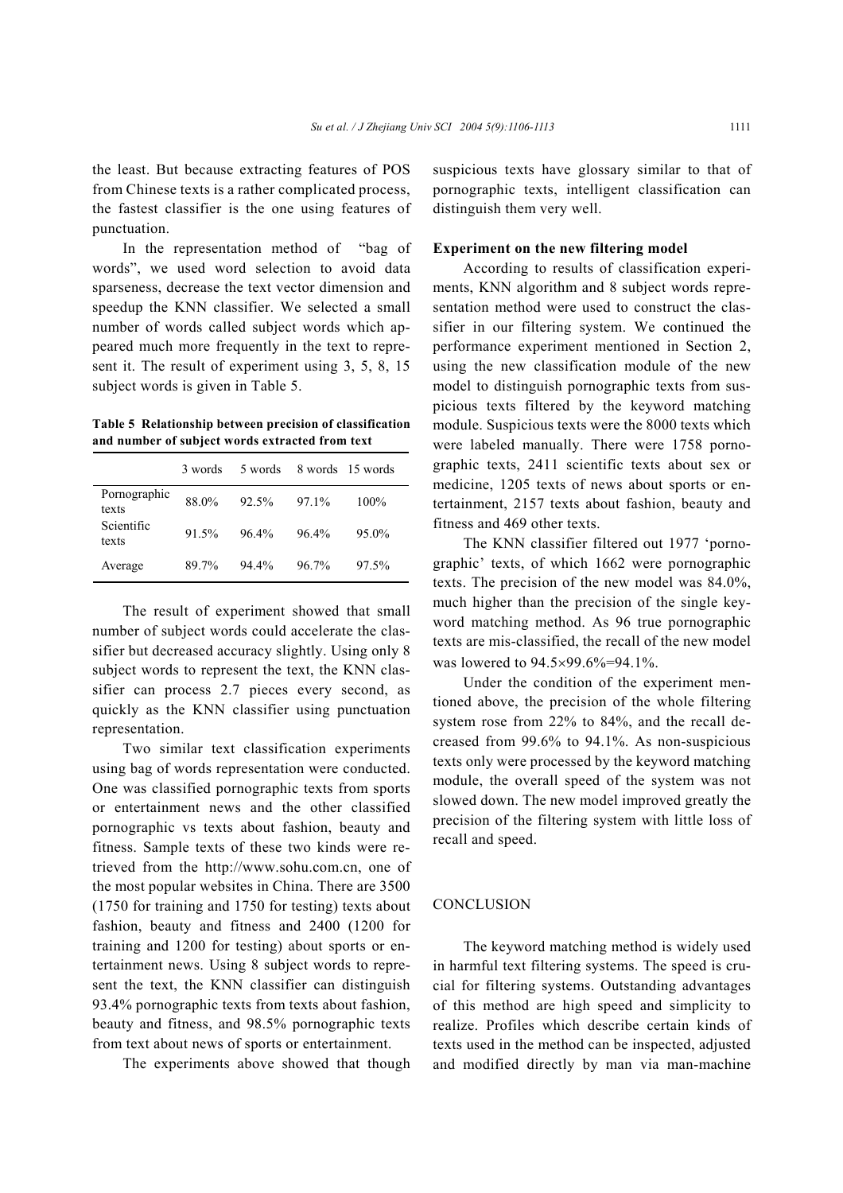the least. But because extracting features of POS from Chinese texts is a rather complicated process, the fastest classifier is the one using features of punctuation.

In the representation method of "bag of words", we used word selection to avoid data sparseness, decrease the text vector dimension and speedup the KNN classifier. We selected a small number of words called subject words which appeared much more frequently in the text to represent it. The result of experiment using 3, 5, 8, 15 subject words is given in Table 5.

**Table 5 Relationship between precision of classification and number of subject words extracted from text**

| | 3 words | 5 words | 8 words | 15 words |
|---|---|---|---|---|
| Pornographic texts | 88.0% | 92.5% | 97.1% | 100% |
| Scientific texts | 91.5% | 96.4% | 96.4% | 95.0% |
| Average | 89.7% | 94.4% | 96.7% | 97.5% |

The result of experiment showed that small number of subject words could accelerate the classifier but decreased accuracy slightly. Using only 8 subject words to represent the text, the KNN classifier can process 2.7 pieces every second, as quickly as the KNN classifier using punctuation representation.

Two similar text classification experiments using bag of words representation were conducted. One was classified pornographic texts from sports or entertainment news and the other classified pornographic vs texts about fashion, beauty and fitness. Sample texts of these two kinds were retrieved from the http://www.sohu.com.cn, one of the most popular websites in China. There are 3500 (1750 for training and 1750 for testing) texts about fashion, beauty and fitness and 2400 (1200 for training and 1200 for testing) about sports or entertainment news. Using 8 subject words to represent the text, the KNN classifier can distinguish 93.4% pornographic texts from texts about fashion, beauty and fitness, and 98.5% pornographic texts from text about news of sports or entertainment.

The experiments above showed that though suspicious texts have glossary similar to that of pornographic texts, intelligent classification can distinguish them very well.

**Experiment on the new filtering model**

According to results of classification experiments, KNN algorithm and 8 subject words representation method were used to construct the classifier in our filtering system. We continued the performance experiment mentioned in Section 2, using the new classification module of the new model to distinguish pornographic texts from suspicious texts filtered by the keyword matching module. Suspicious texts were the 8000 texts which were labeled manually. There were 1758 pornographic texts, 2411 scientific texts about sex or medicine, 1205 texts of news about sports or entertainment, 2157 texts about fashion, beauty and fitness and 469 other texts.

The KNN classifier filtered out 1977 'pornographic' texts, of which 1662 were pornographic texts. The precision of the new model was 84.0%, much higher than the precision of the single keyword matching method. As 96 true pornographic texts are mis-classified, the recall of the new model was lowered to $94.5 \times 99.6\% = 94.1\%$.

Under the condition of the experiment mentioned above, the precision of the whole filtering system rose from 22% to 84%, and the recall decreased from 99.6% to 94.1%. As non-suspicious texts only were processed by the keyword matching module, the overall speed of the system was not slowed down. The new model improved greatly the precision of the filtering system with little loss of recall and speed.

## CONCLUSION

The keyword matching method is widely used in harmful text filtering systems. The speed is crucial for filtering systems. Outstanding advantages of this method are high speed and simplicity to realize. Profiles which describe certain kinds of texts used in the method can be inspected, adjusted and modified directly by man via man-machine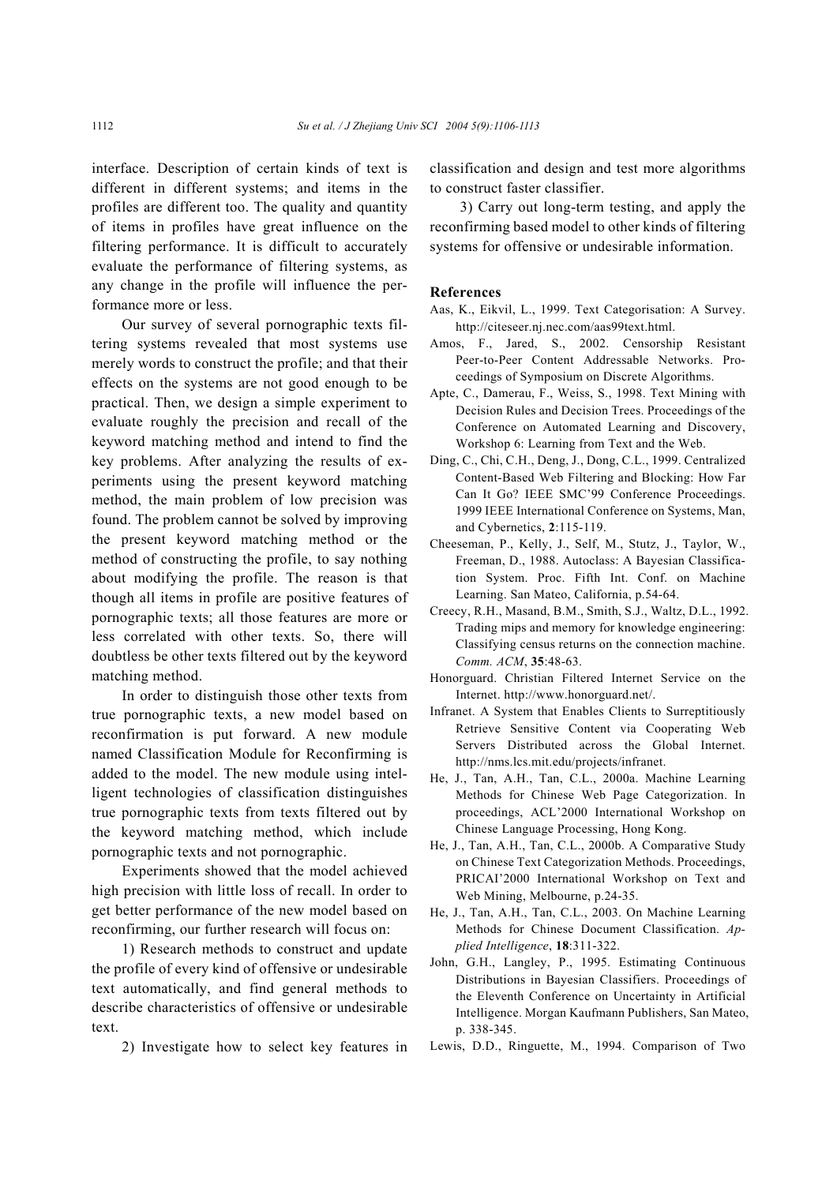interface. Description of certain kinds of text is different in different systems; and items in the profiles are different too. The quality and quantity of items in profiles have great influence on the filtering performance. It is difficult to accurately evaluate the performance of filtering systems, as any change in the profile will influence the performance more or less.

Our survey of several pornographic texts filtering systems revealed that most systems use merely words to construct the profile; and that their effects on the systems are not good enough to be practical. Then, we design a simple experiment to evaluate roughly the precision and recall of the keyword matching method and intend to find the key problems. After analyzing the results of experiments using the present keyword matching method, the main problem of low precision was found. The problem cannot be solved by improving the present keyword matching method or the method of constructing the profile, to say nothing about modifying the profile. The reason is that though all items in profile are positive features of pornographic texts; all those features are more or less correlated with other texts. So, there will doubtless be other texts filtered out by the keyword matching method.

In order to distinguish those other texts from true pornographic texts, a new model based on reconfirmation is put forward. A new module named Classification Module for Reconfirming is added to the model. The new module using intelligent technologies of classification distinguishes true pornographic texts from texts filtered out by the keyword matching method, which include pornographic texts and not pornographic.

Experiments showed that the model achieved high precision with little loss of recall. In order to get better performance of the new model based on reconfirming, our further research will focus on:

1) Research methods to construct and update the profile of every kind of offensive or undesirable text automatically, and find general methods to describe characteristics of offensive or undesirable text.

2) Investigate how to select key features in classification and design and test more algorithms to construct faster classifier.

3) Carry out long-term testing, and apply the reconfirming based model to other kinds of filtering systems for offensive or undesirable information.

## References

Aas, K., Eikvil, L., 1999. Text Categorisation: A Survey. http://citeseer.nj.nec.com/aas99text.html.

Amos, F., Jared, S., 2002. Censorship Resistant Peer-to-Peer Content Addressable Networks. Proceedings of Symposium on Discrete Algorithms.

Apte, C., Damerau, F., Weiss, S., 1998. Text Mining with Decision Rules and Decision Trees. Proceedings of the Conference on Automated Learning and Discovery, Workshop 6: Learning from Text and the Web.

Ding, C., Chi, C.H., Deng, J., Dong, C.L., 1999. Centralized Content-Based Web Filtering and Blocking: How Far Can It Go? IEEE SMC'99 Conference Proceedings. 1999 IEEE International Conference on Systems, Man, and Cybernetics, **2**:115-119.

Cheeseman, P., Kelly, J., Self, M., Stutz, J., Taylor, W., Freeman, D., 1988. Autoclass: A Bayesian Classification System. Proc. Fifth Int. Conf. on Machine Learning. San Mateo, California, p.54-64.

Creecy, R.H., Masand, B.M., Smith, S.J., Waltz, D.L., 1992. Trading mips and memory for knowledge engineering: Classifying census returns on the connection machine. *Comm. ACM*, **35**:48-63.

Honorguard. Christian Filtered Internet Service on the Internet. http://www.honorguard.net/.

Infranet. A System that Enables Clients to Surreptitiously Retrieve Sensitive Content via Cooperating Web Servers Distributed across the Global Internet. http://nms.lcs.mit.edu/projects/infranet.

He, J., Tan, A.H., Tan, C.L., 2000a. Machine Learning Methods for Chinese Web Page Categorization. In proceedings, ACL'2000 International Workshop on Chinese Language Processing, Hong Kong.

He, J., Tan, A.H., Tan, C.L., 2000b. A Comparative Study on Chinese Text Categorization Methods. Proceedings, PRICAI'2000 International Workshop on Text and Web Mining, Melbourne, p.24-35.

He, J., Tan, A.H., Tan, C.L., 2003. On Machine Learning Methods for Chinese Document Classification. *Applied Intelligence*, **18**:311-322.

John, G.H., Langley, P., 1995. Estimating Continuous Distributions in Bayesian Classifiers. Proceedings of the Eleventh Conference on Uncertainty in Artificial Intelligence. Morgan Kaufmann Publishers, San Mateo, p. 338-345.

Lewis, D.D., Ringuette, M., 1994. Comparison of Two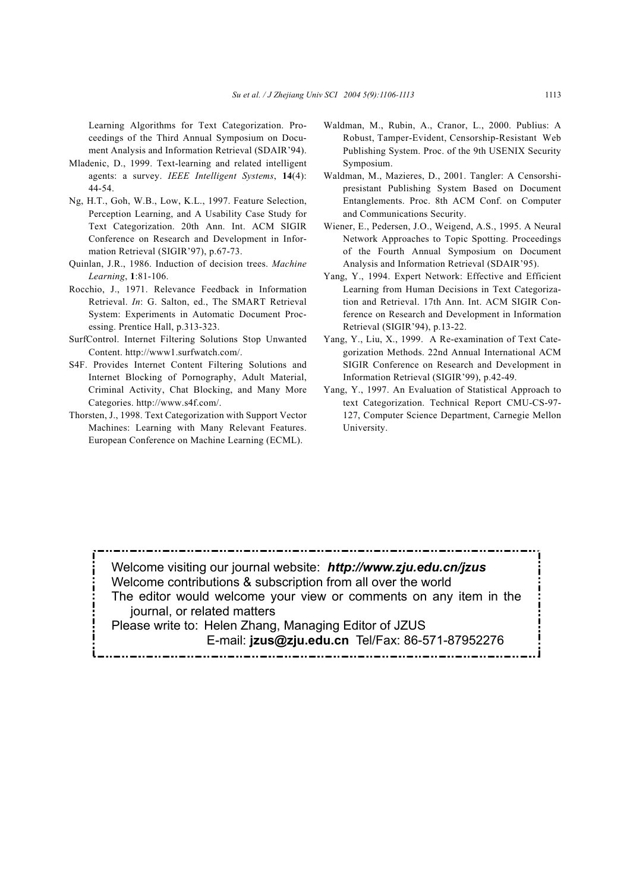Learning Algorithms for Text Categorization. Proceedings of the Third Annual Symposium on Document Analysis and Information Retrieval (SDAIR'94).

Mladenic, D., 1999. Text-learning and related intelligent agents: a survey. *IEEE Intelligent Systems*, **14**(4): 44-54.

Ng, H.T., Goh, W.B., Low, K.L., 1997. Feature Selection, Perception Learning, and A Usability Case Study for Text Categorization. 20th Ann. Int. ACM SIGIR Conference on Research and Development in Information Retrieval (SIGIR'97), p.67-73.

Quinlan, J.R., 1986. Induction of decision trees. *Machine Learning*, **1**:81-106.

Rocchio, J., 1971. Relevance Feedback in Information Retrieval. *In*: G. Salton, ed., The SMART Retrieval System: Experiments in Automatic Document Processing. Prentice Hall, p.313-323.

SurfControl. Internet Filtering Solutions Stop Unwanted Content. http://www1.surfwatch.com/.

S4F. Provides Internet Content Filtering Solutions and Internet Blocking of Pornography, Adult Material, Criminal Activity, Chat Blocking, and Many More Categories. http://www.s4f.com/.

Thorsten, J., 1998. Text Categorization with Support Vector Machines: Learning with Many Relevant Features. European Conference on Machine Learning (ECML).

Waldman, M., Rubin, A., Cranor, L., 2000. Publius: A Robust, Tamper-Evident, Censorship-Resistant Web Publishing System. Proc. of the 9th USENIX Security Symposium.

Waldman, M., Mazieres, D., 2001. Tangler: A Censorshipresistant Publishing System Based on Document Entanglements. Proc. 8th ACM Conf. on Computer and Communications Security.

Wiener, E., Pedersen, J.O., Weigend, A.S., 1995. A Neural Network Approaches to Topic Spotting. Proceedings of the Fourth Annual Symposium on Document Analysis and Information Retrieval (SDAIR'95).

Yang, Y., 1994. Expert Network: Effective and Efficient Learning from Human Decisions in Text Categorization and Retrieval. 17th Ann. Int. ACM SIGIR Conference on Research and Development in Information Retrieval (SIGIR'94), p.13-22.

Yang, Y., Liu, X., 1999. A Re-examination of Text Categorization Methods. 22nd Annual International ACM SIGIR Conference on Research and Development in Information Retrieval (SIGIR'99), p.42-49.

Yang, Y., 1997. An Evaluation of Statistical Approach to text Categorization. Technical Report CMU-CS-97-127, Computer Science Department, Carnegie Mellon University.

---

Welcome visiting our journal website: ***http://www.zju.edu.cn/jzus***
Welcome contributions & subscription from all over the world
The editor would welcome your view or comments on any item in the journal, or related matters
Please write to: Helen Zhang, Managing Editor of JZUS
E-mail: **jzus@zju.edu.cn** Tel/Fax: 86-571-87952276